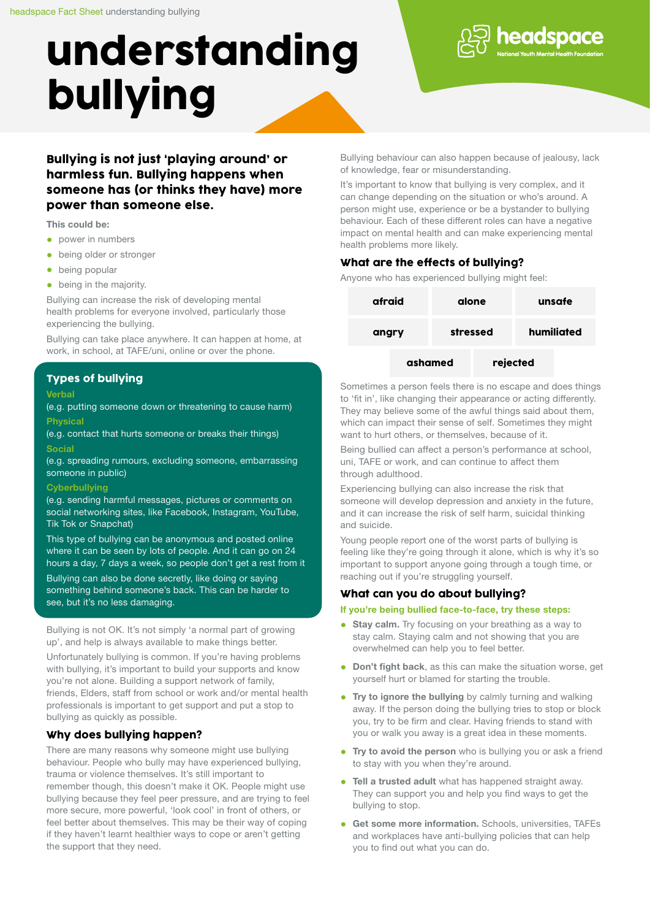# understanding bullying

headspace National Youth Mental Health Foundation

**Bullying is not just 'playing around' or harmless fun. Bullying happens when someone has (or thinks they have) more power than someone else.**

This could be:

- power in numbers
- being older or stronger
- being popular
- being in the majority.

Bullying can increase the risk of developing mental health problems for everyone involved, particularly those experiencing the bullying.

Bullying can take place anywhere. It can happen at home, at work, in school, at TAFE/uni, online or over the phone.

## Types of bullying

**Verbal**
(e.g. putting someone down or threatening to cause harm)

**Physical**
(e.g. contact that hurts someone or breaks their things)

**Social**
(e.g. spreading rumours, excluding someone, embarrassing someone in public)

**Cyberbullying**
(e.g. sending harmful messages, pictures or comments on social networking sites, like Facebook, Instagram, YouTube, Tik Tok or Snapchat)

This type of bullying can be anonymous and posted online where it can be seen by lots of people. And it can go on 24 hours a day, 7 days a week, so people don't get a rest from it

Bullying can also be done secretly, like doing or saying something behind someone's back. This can be harder to see, but it's no less damaging.

Bullying is not OK. It's not simply 'a normal part of growing up', and help is always available to make things better.

Unfortunately bullying is common. If you're having problems with bullying, it's important to build your supports and know you're not alone. Building a support network of family, friends, Elders, staff from school or work and/or mental health professionals is important to get support and put a stop to bullying as quickly as possible.

## Why does bullying happen?

There are many reasons why someone might use bullying behaviour. People who bully may have experienced bullying, trauma or violence themselves. It's still important to remember though, this doesn't make it OK. People might use bullying because they feel peer pressure, and are trying to feel more secure, more powerful, 'look cool' in front of others, or feel better about themselves. This may be their way of coping if they haven't learnt healthier ways to cope or aren't getting the support that they need.

Bullying behaviour can also happen because of jealousy, lack of knowledge, fear or misunderstanding.

It's important to know that bullying is very complex, and it can change depending on the situation or who's around. A person might use, experience or be a bystander to bullying behaviour. Each of these different roles can have a negative impact on mental health and can make experiencing mental health problems more likely.

## What are the effects of bullying?

Anyone who has experienced bullying might feel:

- afraid
- alone
- unsafe
- angry
- stressed
- humiliated
- ashamed
- rejected

Sometimes a person feels there is no escape and does things to 'fit in', like changing their appearance or acting differently. They may believe some of the awful things said about them, which can impact their sense of self. Sometimes they might want to hurt others, or themselves, because of it.

Being bullied can affect a person's performance at school, uni, TAFE or work, and can continue to affect them through adulthood.

Experiencing bullying can also increase the risk that someone will develop depression and anxiety in the future, and it can increase the risk of self harm, suicidal thinking and suicide.

Young people report one of the worst parts of bullying is feeling like they're going through it alone, which is why it's so important to support anyone going through a tough time, or reaching out if you're struggling yourself.

## What can you do about bullying?

**If you're being bullied face-to-face, try these steps:**

- **Stay calm.** Try focusing on your breathing as a way to stay calm. Staying calm and not showing that you are overwhelmed can help you to feel better.
- **Don't fight back**, as this can make the situation worse, get yourself hurt or blamed for starting the trouble.
- **Try to ignore the bullying** by calmly turning and walking away. If the person doing the bullying tries to stop or block you, try to be firm and clear. Having friends to stand with you or walk you away is a great idea in these moments.
- **Try to avoid the person** who is bullying you or ask a friend to stay with you when they're around.
- **Tell a trusted adult** what has happened straight away. They can support you and help you find ways to get the bullying to stop.
- **Get some more information.** Schools, universities, TAFEs and workplaces have anti-bullying policies that can help you to find out what you can do.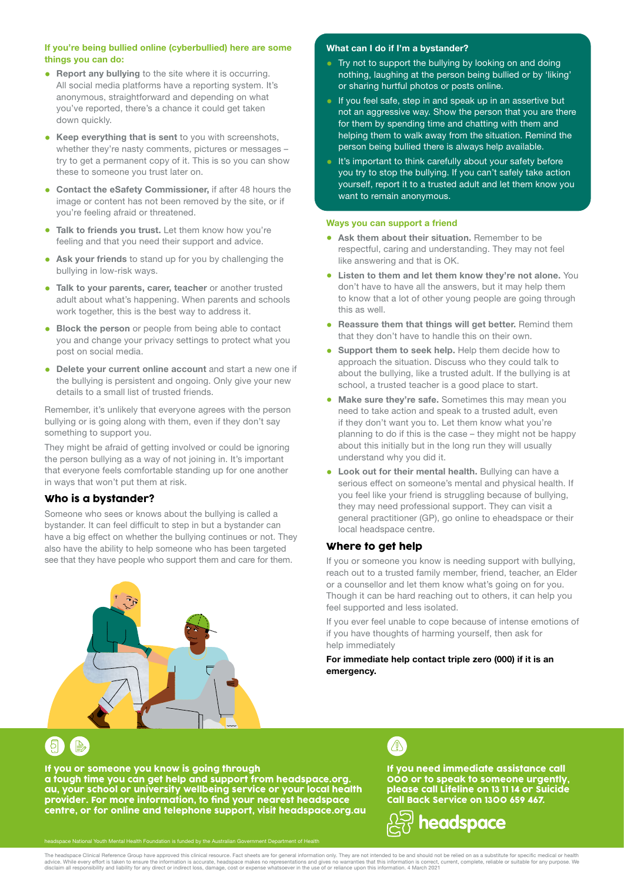### If you're being bullied online (cyberbullied) here are some things you can do:

- **Report any bullying** to the site where it is occurring. All social media platforms have a reporting system. It's anonymous, straightforward and depending on what you've reported, there's a chance it could get taken down quickly.
- **Keep everything that is sent** to you with screenshots, whether they're nasty comments, pictures or messages – try to get a permanent copy of it. This is so you can show these to someone you trust later on.
- **Contact the eSafety Commissioner,** if after 48 hours the image or content has not been removed by the site, or if you're feeling afraid or threatened.
- **Talk to friends you trust.** Let them know how you're feeling and that you need their support and advice.
- **Ask your friends** to stand up for you by challenging the bullying in low-risk ways.
- **Talk to your parents, carer, teacher** or another trusted adult about what's happening. When parents and schools work together, this is the best way to address it.
- **Block the person** or people from being able to contact you and change your privacy settings to protect what you post on social media.
- **Delete your current online account** and start a new one if the bullying is persistent and ongoing. Only give your new details to a small list of trusted friends.

Remember, it's unlikely that everyone agrees with the person bullying or is going along with them, even if they don't say something to support you.

They might be afraid of getting involved or could be ignoring the person bullying as a way of not joining in. It's important that everyone feels comfortable standing up for one another in ways that won't put them at risk.

## Who is a bystander?

Someone who sees or knows about the bullying is called a bystander. It can feel difficult to step in but a bystander can have a big effect on whether the bullying continues or not. They also have the ability to help someone who has been targeted see that they have people who support them and care for them.

### What can I do if I'm a bystander?

- Try not to support the bullying by looking on and doing nothing, laughing at the person being bullied or by 'liking' or sharing hurtful photos or posts online.
- If you feel safe, step in and speak up in an assertive but not an aggressive way. Show the person that you are there for them by spending time and chatting with them and helping them to walk away from the situation. Remind the person being bullied there is always help available.
- It's important to think carefully about your safety before you try to stop the bullying. If you can't safely take action yourself, report it to a trusted adult and let them know you want to remain anonymous.

### Ways you can support a friend

- **Ask them about their situation.** Remember to be respectful, caring and understanding. They may not feel like answering and that is OK.
- **Listen to them and let them know they're not alone.** You don't have to have all the answers, but it may help them to know that a lot of other young people are going through this as well.
- **Reassure them that things will get better.** Remind them that they don't have to handle this on their own.
- **Support them to seek help.** Help them decide how to approach the situation. Discuss who they could talk to about the bullying, like a trusted adult. If the bullying is at school, a trusted teacher is a good place to start.
- **Make sure they're safe.** Sometimes this may mean you need to take action and speak to a trusted adult, even if they don't want you to. Let them know what you're planning to do if this is the case – they might not be happy about this initially but in the long run they will usually understand why you did it.
- **Look out for their mental health.** Bullying can have a serious effect on someone's mental and physical health. If you feel like your friend is struggling because of bullying, they may need professional support. They can visit a general practitioner (GP), go online to eheadspace or their local headspace centre.

## Where to get help

If you or someone you know is needing support with bullying, reach out to a trusted family member, friend, teacher, an Elder or a counsellor and let them know what's going on for you. Though it can be hard reaching out to others, it can help you feel supported and less isolated.

If you ever feel unable to cope because of intense emotions of if you have thoughts of harming yourself, then ask for help immediately

**For immediate help contact triple zero (000) if it is an emergency.**

**If you or someone you know is going through a tough time you can get help and support from headspace.org.au, your school or university wellbeing service or your local health provider. For more information, to find your nearest headspace centre, or for online and telephone support, visit headspace.org.au**

**If you need immediate assistance call 000 or to speak to someone urgently, please call Lifeline on 13 11 14 or Suicide Call Back Service on 1300 659 467.**

headspace

headspace National Youth Mental Health Foundation is funded by the Australian Government Department of Health

The headspace Clinical Reference Group have approved this clinical resource. Fact sheets are for general information only. They are not intended to be and should not be relied on as a substitute for specific medical or health advice. While every effort is taken to ensure the information is accurate, headspace makes no representations and gives no warranties that this information is correct, current, complete, reliable or suitable for any purpose. We disclaim all responsibility and liability for any direct or indirect loss, damage, cost or expense whatsoever in the use of or reliance upon this information. 4 March 2021